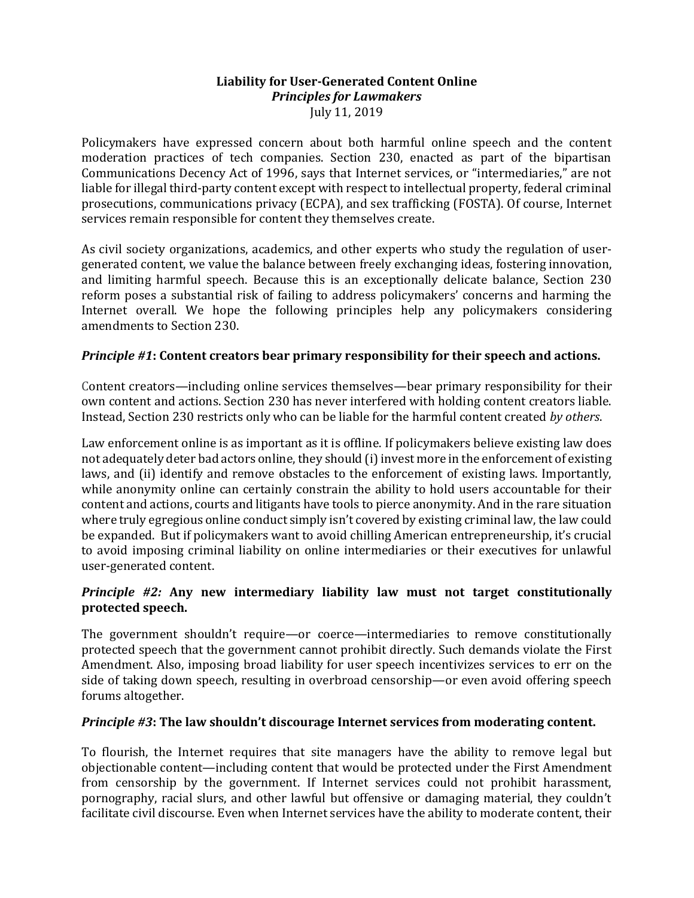**Liability for User-Generated Content Online**

***Principles for Lawmakers***

July 11, 2019

Policymakers have expressed concern about both harmful online speech and the content moderation practices of tech companies. Section 230, enacted as part of the bipartisan Communications Decency Act of 1996, says that Internet services, or "intermediaries," are not liable for illegal third-party content except with respect to intellectual property, federal criminal prosecutions, communications privacy (ECPA), and sex trafficking (FOSTA). Of course, Internet services remain responsible for content they themselves create.

As civil society organizations, academics, and other experts who study the regulation of user-generated content, we value the balance between freely exchanging ideas, fostering innovation, and limiting harmful speech. Because this is an exceptionally delicate balance, Section 230 reform poses a substantial risk of failing to address policymakers' concerns and harming the Internet overall. We hope the following principles help any policymakers considering amendments to Section 230.

### *Principle #1*: Content creators bear primary responsibility for their speech and actions.

Content creators—including online services themselves—bear primary responsibility for their own content and actions. Section 230 has never interfered with holding content creators liable. Instead, Section 230 restricts only who can be liable for the harmful content created *by others*.

Law enforcement online is as important as it is offline. If policymakers believe existing law does not adequately deter bad actors online, they should (i) invest more in the enforcement of existing laws, and (ii) identify and remove obstacles to the enforcement of existing laws. Importantly, while anonymity online can certainly constrain the ability to hold users accountable for their content and actions, courts and litigants have tools to pierce anonymity. And in the rare situation where truly egregious online conduct simply isn't covered by existing criminal law, the law could be expanded. But if policymakers want to avoid chilling American entrepreneurship, it's crucial to avoid imposing criminal liability on online intermediaries or their executives for unlawful user-generated content.

### *Principle #2:* Any new intermediary liability law must not target constitutionally protected speech.

The government shouldn't require—or coerce—intermediaries to remove constitutionally protected speech that the government cannot prohibit directly. Such demands violate the First Amendment. Also, imposing broad liability for user speech incentivizes services to err on the side of taking down speech, resulting in overbroad censorship—or even avoid offering speech forums altogether.

### *Principle #3*: The law shouldn't discourage Internet services from moderating content.

To flourish, the Internet requires that site managers have the ability to remove legal but objectionable content—including content that would be protected under the First Amendment from censorship by the government. If Internet services could not prohibit harassment, pornography, racial slurs, and other lawful but offensive or damaging material, they couldn't facilitate civil discourse. Even when Internet services have the ability to moderate content, their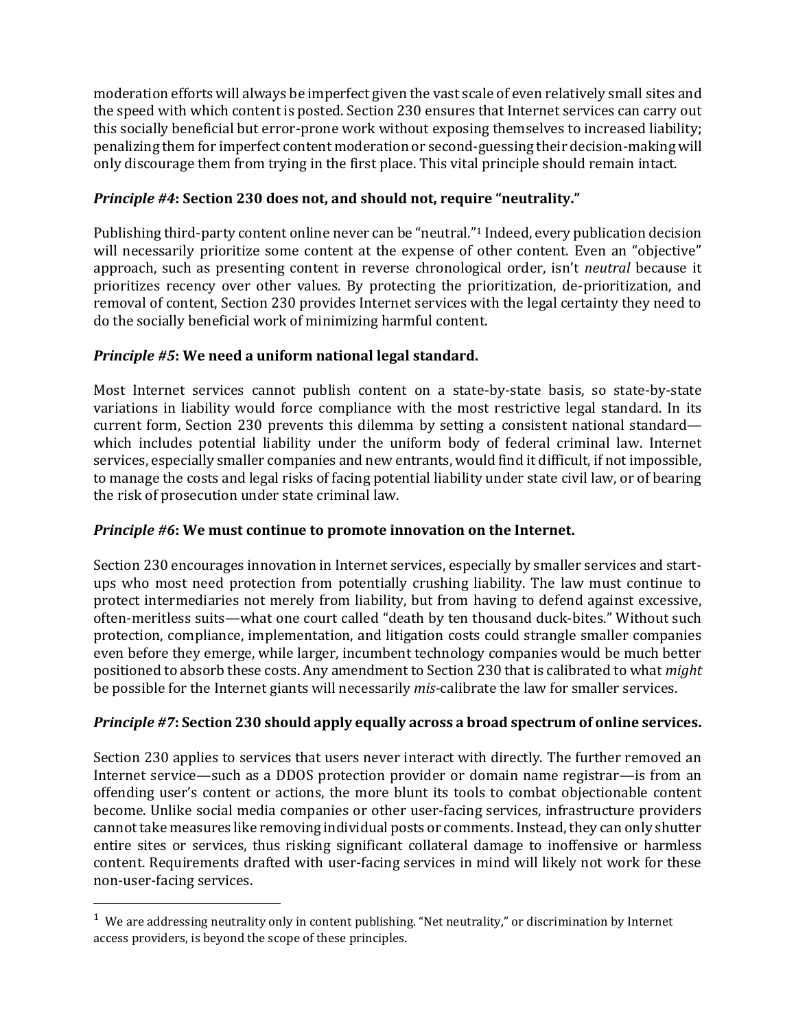moderation efforts will always be imperfect given the vast scale of even relatively small sites and the speed with which content is posted. Section 230 ensures that Internet services can carry out this socially beneficial but error-prone work without exposing themselves to increased liability; penalizing them for imperfect content moderation or second-guessing their decision-making will only discourage them from trying in the first place. This vital principle should remain intact.

### *Principle #4*: Section 230 does not, and should not, require "neutrality."

Publishing third-party content online never can be "neutral."[1] Indeed, every publication decision will necessarily prioritize some content at the expense of other content. Even an "objective" approach, such as presenting content in reverse chronological order, isn't *neutral* because it prioritizes recency over other values. By protecting the prioritization, de-prioritization, and removal of content, Section 230 provides Internet services with the legal certainty they need to do the socially beneficial work of minimizing harmful content.

### *Principle #5*: We need a uniform national legal standard.

Most Internet services cannot publish content on a state-by-state basis, so state-by-state variations in liability would force compliance with the most restrictive legal standard. In its current form, Section 230 prevents this dilemma by setting a consistent national standard—which includes potential liability under the uniform body of federal criminal law. Internet services, especially smaller companies and new entrants, would find it difficult, if not impossible, to manage the costs and legal risks of facing potential liability under state civil law, or of bearing the risk of prosecution under state criminal law.

### *Principle #6*: We must continue to promote innovation on the Internet.

Section 230 encourages innovation in Internet services, especially by smaller services and start-ups who most need protection from potentially crushing liability. The law must continue to protect intermediaries not merely from liability, but from having to defend against excessive, often-meritless suits—what one court called "death by ten thousand duck-bites." Without such protection, compliance, implementation, and litigation costs could strangle smaller companies even before they emerge, while larger, incumbent technology companies would be much better positioned to absorb these costs. Any amendment to Section 230 that is calibrated to what *might* be possible for the Internet giants will necessarily *mis*-calibrate the law for smaller services.

### *Principle #7*: Section 230 should apply equally across a broad spectrum of online services.

Section 230 applies to services that users never interact with directly. The further removed an Internet service—such as a DDOS protection provider or domain name registrar—is from an offending user's content or actions, the more blunt its tools to combat objectionable content become. Unlike social media companies or other user-facing services, infrastructure providers cannot take measures like removing individual posts or comments. Instead, they can only shutter entire sites or services, thus risking significant collateral damage to inoffensive or harmless content. Requirements drafted with user-facing services in mind will likely not work for these non-user-facing services.

---

[1] We are addressing neutrality only in content publishing. "Net neutrality," or discrimination by Internet access providers, is beyond the scope of these principles.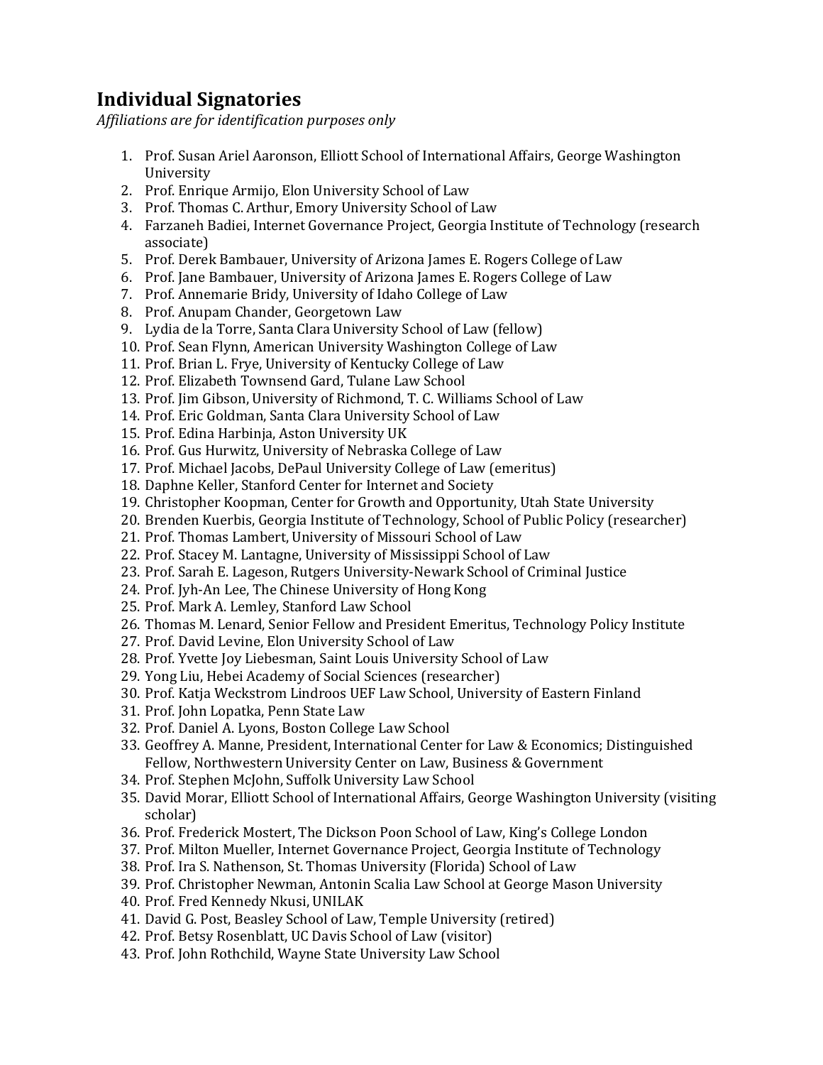## Individual Signatories

*Affiliations are for identification purposes only*

1. Prof. Susan Ariel Aaronson, Elliott School of International Affairs, George Washington University
2. Prof. Enrique Armijo, Elon University School of Law
3. Prof. Thomas C. Arthur, Emory University School of Law
4. Farzaneh Badiei, Internet Governance Project, Georgia Institute of Technology (research associate)
5. Prof. Derek Bambauer, University of Arizona James E. Rogers College of Law
6. Prof. Jane Bambauer, University of Arizona James E. Rogers College of Law
7. Prof. Annemarie Bridy, University of Idaho College of Law
8. Prof. Anupam Chander, Georgetown Law
9. Lydia de la Torre, Santa Clara University School of Law (fellow)
10. Prof. Sean Flynn, American University Washington College of Law
11. Prof. Brian L. Frye, University of Kentucky College of Law
12. Prof. Elizabeth Townsend Gard, Tulane Law School
13. Prof. Jim Gibson, University of Richmond, T. C. Williams School of Law
14. Prof. Eric Goldman, Santa Clara University School of Law
15. Prof. Edina Harbinja, Aston University UK
16. Prof. Gus Hurwitz, University of Nebraska College of Law
17. Prof. Michael Jacobs, DePaul University College of Law (emeritus)
18. Daphne Keller, Stanford Center for Internet and Society
19. Christopher Koopman, Center for Growth and Opportunity, Utah State University
20. Brenden Kuerbis, Georgia Institute of Technology, School of Public Policy (researcher)
21. Prof. Thomas Lambert, University of Missouri School of Law
22. Prof. Stacey M. Lantagne, University of Mississippi School of Law
23. Prof. Sarah E. Lageson, Rutgers University-Newark School of Criminal Justice
24. Prof. Jyh-An Lee, The Chinese University of Hong Kong
25. Prof. Mark A. Lemley, Stanford Law School
26. Thomas M. Lenard, Senior Fellow and President Emeritus, Technology Policy Institute
27. Prof. David Levine, Elon University School of Law
28. Prof. Yvette Joy Liebesman, Saint Louis University School of Law
29. Yong Liu, Hebei Academy of Social Sciences (researcher)
30. Prof. Katja Weckstrom Lindroos UEF Law School, University of Eastern Finland
31. Prof. John Lopatka, Penn State Law
32. Prof. Daniel A. Lyons, Boston College Law School
33. Geoffrey A. Manne, President, International Center for Law & Economics; Distinguished Fellow, Northwestern University Center on Law, Business & Government
34. Prof. Stephen McJohn, Suffolk University Law School
35. David Morar, Elliott School of International Affairs, George Washington University (visiting scholar)
36. Prof. Frederick Mostert, The Dickson Poon School of Law, King's College London
37. Prof. Milton Mueller, Internet Governance Project, Georgia Institute of Technology
38. Prof. Ira S. Nathenson, St. Thomas University (Florida) School of Law
39. Prof. Christopher Newman, Antonin Scalia Law School at George Mason University
40. Prof. Fred Kennedy Nkusi, UNILAK
41. David G. Post, Beasley School of Law, Temple University (retired)
42. Prof. Betsy Rosenblatt, UC Davis School of Law (visitor)
43. Prof. John Rothchild, Wayne State University Law School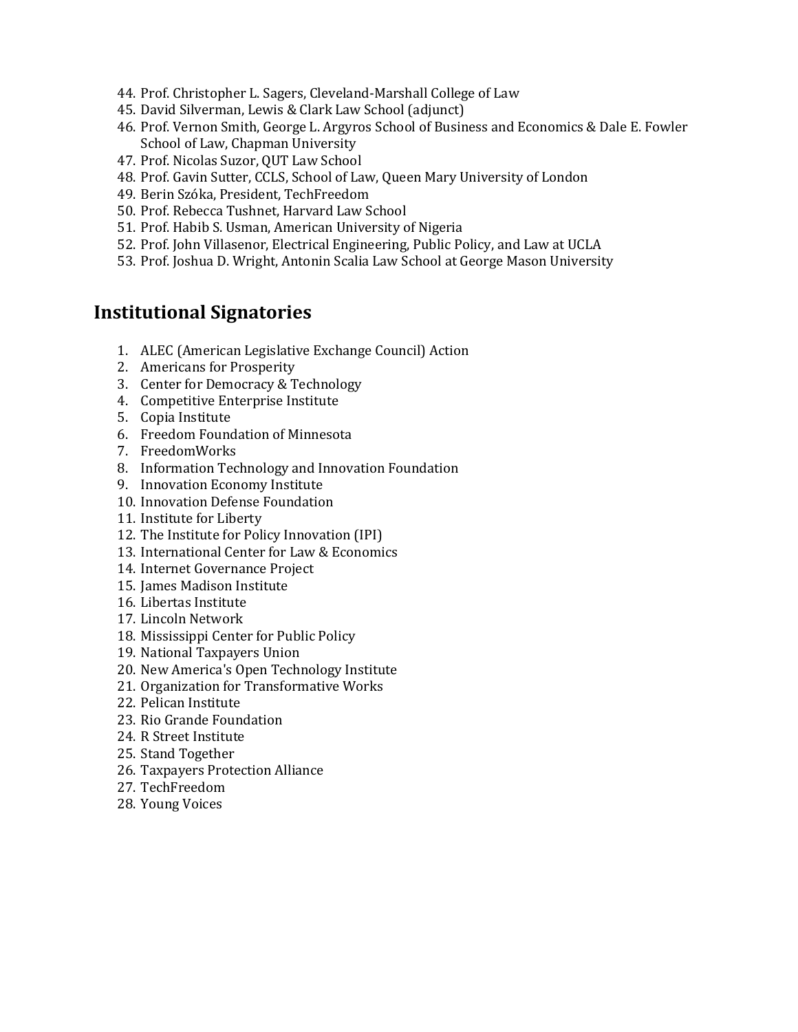44. Prof. Christopher L. Sagers, Cleveland-Marshall College of Law
45. David Silverman, Lewis & Clark Law School (adjunct)
46. Prof. Vernon Smith, George L. Argyros School of Business and Economics & Dale E. Fowler School of Law, Chapman University
47. Prof. Nicolas Suzor, QUT Law School
48. Prof. Gavin Sutter, CCLS, School of Law, Queen Mary University of London
49. Berin Szóka, President, TechFreedom
50. Prof. Rebecca Tushnet, Harvard Law School
51. Prof. Habib S. Usman, American University of Nigeria
52. Prof. John Villasenor, Electrical Engineering, Public Policy, and Law at UCLA
53. Prof. Joshua D. Wright, Antonin Scalia Law School at George Mason University

## Institutional Signatories

1. ALEC (American Legislative Exchange Council) Action
2. Americans for Prosperity
3. Center for Democracy & Technology
4. Competitive Enterprise Institute
5. Copia Institute
6. Freedom Foundation of Minnesota
7. FreedomWorks
8. Information Technology and Innovation Foundation
9. Innovation Economy Institute
10. Innovation Defense Foundation
11. Institute for Liberty
12. The Institute for Policy Innovation (IPI)
13. International Center for Law & Economics
14. Internet Governance Project
15. James Madison Institute
16. Libertas Institute
17. Lincoln Network
18. Mississippi Center for Public Policy
19. National Taxpayers Union
20. New America's Open Technology Institute
21. Organization for Transformative Works
22. Pelican Institute
23. Rio Grande Foundation
24. R Street Institute
25. Stand Together
26. Taxpayers Protection Alliance
27. TechFreedom
28. Young Voices